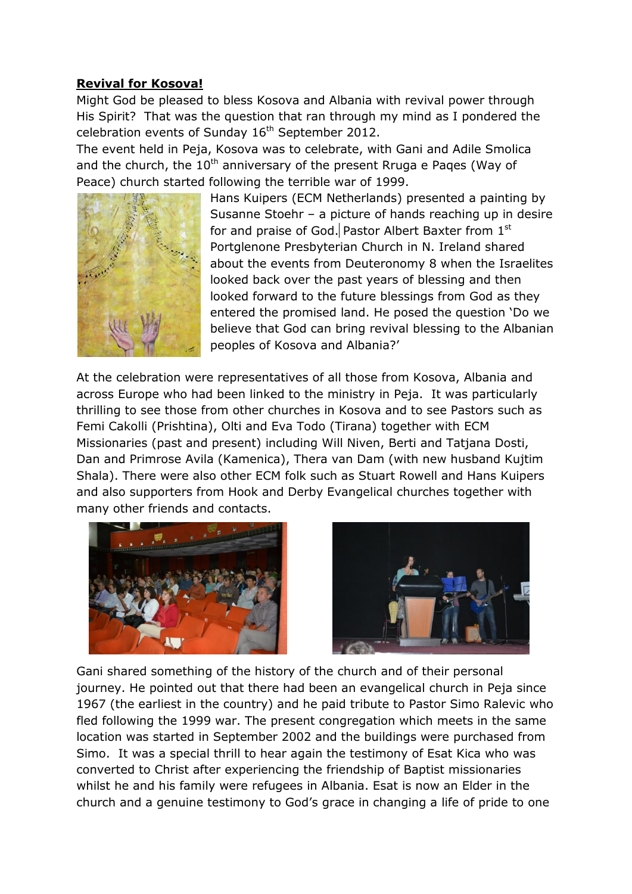**Revival for Kosova!**

Might God be pleased to bless Kosova and Albania with revival power through His Spirit? That was the question that ran through my mind as I pondered the celebration events of Sunday 16th September 2012.

The event held in Peja, Kosova was to celebrate, with Gani and Adile Smolica and the church, the 10th anniversary of the present Rruga e Paqes (Way of Peace) church started following the terrible war of 1999.

Hans Kuipers (ECM Netherlands) presented a painting by Susanne Stoehr – a picture of hands reaching up in desire for and praise of God. Pastor Albert Baxter from 1st Portglenone Presbyterian Church in N. Ireland shared about the events from Deuteronomy 8 when the Israelites looked back over the past years of blessing and then looked forward to the future blessings from God as they entered the promised land. He posed the question 'Do we believe that God can bring revival blessing to the Albanian peoples of Kosova and Albania?'

At the celebration were representatives of all those from Kosova, Albania and across Europe who had been linked to the ministry in Peja. It was particularly thrilling to see those from other churches in Kosova and to see Pastors such as Femi Cakolli (Prishtina), Olti and Eva Todo (Tirana) together with ECM Missionaries (past and present) including Will Niven, Berti and Tatjana Dosti, Dan and Primrose Avila (Kamenica), Thera van Dam (with new husband Kujtim Shala). There were also other ECM folk such as Stuart Rowell and Hans Kuipers and also supporters from Hook and Derby Evangelical churches together with many other friends and contacts.

Gani shared something of the history of the church and of their personal journey. He pointed out that there had been an evangelical church in Peja since 1967 (the earliest in the country) and he paid tribute to Pastor Simo Ralevic who fled following the 1999 war. The present congregation which meets in the same location was started in September 2002 and the buildings were purchased from Simo. It was a special thrill to hear again the testimony of Esat Kica who was converted to Christ after experiencing the friendship of Baptist missionaries whilst he and his family were refugees in Albania. Esat is now an Elder in the church and a genuine testimony to God's grace in changing a life of pride to one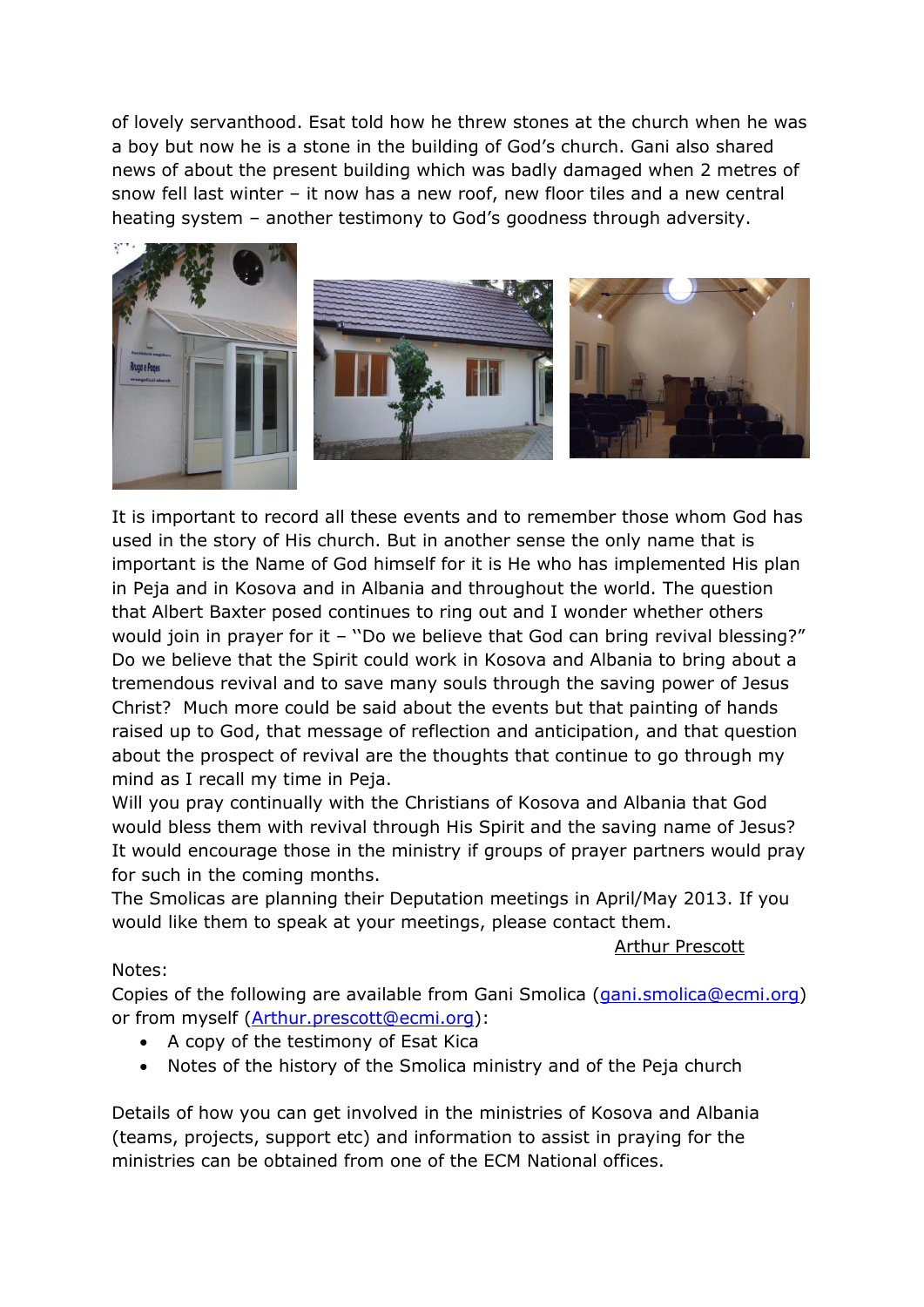of lovely servanthood. Esat told how he threw stones at the church when he was a boy but now he is a stone in the building of God's church. Gani also shared news of about the present building which was badly damaged when 2 metres of snow fell last winter – it now has a new roof, new floor tiles and a new central heating system – another testimony to God's goodness through adversity.

It is important to record all these events and to remember those whom God has used in the story of His church. But in another sense the only name that is important is the Name of God himself for it is He who has implemented His plan in Peja and in Kosova and in Albania and throughout the world. The question that Albert Baxter posed continues to ring out and I wonder whether others would join in prayer for it – ''Do we believe that God can bring revival blessing?" Do we believe that the Spirit could work in Kosova and Albania to bring about a tremendous revival and to save many souls through the saving power of Jesus Christ? Much more could be said about the events but that painting of hands raised up to God, that message of reflection and anticipation, and that question about the prospect of revival are the thoughts that continue to go through my mind as I recall my time in Peja.

Will you pray continually with the Christians of Kosova and Albania that God would bless them with revival through His Spirit and the saving name of Jesus? It would encourage those in the ministry if groups of prayer partners would pray for such in the coming months.

The Smolicas are planning their Deputation meetings in April/May 2013. If you would like them to speak at your meetings, please contact them.

Arthur Prescott

Notes:

Copies of the following are available from Gani Smolica (gani.smolica@ecmi.org) or from myself (Arthur.prescott@ecmi.org):

- A copy of the testimony of Esat Kica
- Notes of the history of the Smolica ministry and of the Peja church

Details of how you can get involved in the ministries of Kosova and Albania (teams, projects, support etc) and information to assist in praying for the ministries can be obtained from one of the ECM National offices.